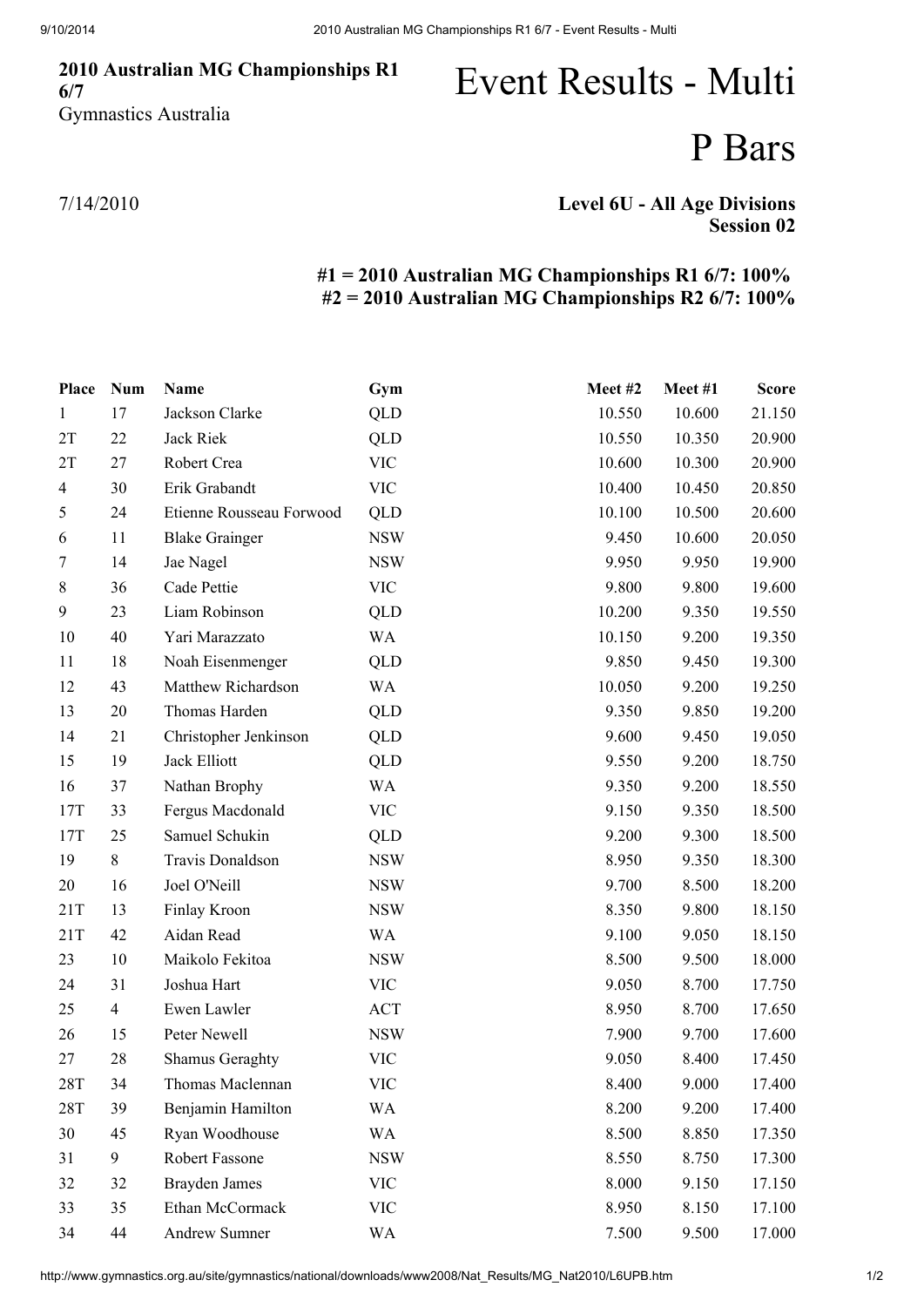**2010 Australian MG Championships R1 6/7**
Gymnastics Australia

# Event Results - Multi

# P Bars

7/14/2010

**Level 6U - All Age Divisions**
**Session 02**

**#1 = 2010 Australian MG Championships R1 6/7: 100%**
**#2 = 2010 Australian MG Championships R2 6/7: 100%**

| Place | Num | Name | Gym | Meet #2 | Meet #1 | Score |
|---|---|---|---|---|---|---|
| 1 | 17 | Jackson Clarke | QLD | 10.550 | 10.600 | 21.150 |
| 2T | 22 | Jack Riek | QLD | 10.550 | 10.350 | 20.900 |
| 2T | 27 | Robert Crea | VIC | 10.600 | 10.300 | 20.900 |
| 4 | 30 | Erik Grabandt | VIC | 10.400 | 10.450 | 20.850 |
| 5 | 24 | Etienne Rousseau Forwood | QLD | 10.100 | 10.500 | 20.600 |
| 6 | 11 | Blake Grainger | NSW | 9.450 | 10.600 | 20.050 |
| 7 | 14 | Jae Nagel | NSW | 9.950 | 9.950 | 19.900 |
| 8 | 36 | Cade Pettie | VIC | 9.800 | 9.800 | 19.600 |
| 9 | 23 | Liam Robinson | QLD | 10.200 | 9.350 | 19.550 |
| 10 | 40 | Yari Marazzato | WA | 10.150 | 9.200 | 19.350 |
| 11 | 18 | Noah Eisenmenger | QLD | 9.850 | 9.450 | 19.300 |
| 12 | 43 | Matthew Richardson | WA | 10.050 | 9.200 | 19.250 |
| 13 | 20 | Thomas Harden | QLD | 9.350 | 9.850 | 19.200 |
| 14 | 21 | Christopher Jenkinson | QLD | 9.600 | 9.450 | 19.050 |
| 15 | 19 | Jack Elliott | QLD | 9.550 | 9.200 | 18.750 |
| 16 | 37 | Nathan Brophy | WA | 9.350 | 9.200 | 18.550 |
| 17T | 33 | Fergus Macdonald | VIC | 9.150 | 9.350 | 18.500 |
| 17T | 25 | Samuel Schukin | QLD | 9.200 | 9.300 | 18.500 |
| 19 | 8 | Travis Donaldson | NSW | 8.950 | 9.350 | 18.300 |
| 20 | 16 | Joel O'Neill | NSW | 9.700 | 8.500 | 18.200 |
| 21T | 13 | Finlay Kroon | NSW | 8.350 | 9.800 | 18.150 |
| 21T | 42 | Aidan Read | WA | 9.100 | 9.050 | 18.150 |
| 23 | 10 | Maikolo Fekitoa | NSW | 8.500 | 9.500 | 18.000 |
| 24 | 31 | Joshua Hart | VIC | 9.050 | 8.700 | 17.750 |
| 25 | 4 | Ewen Lawler | ACT | 8.950 | 8.700 | 17.650 |
| 26 | 15 | Peter Newell | NSW | 7.900 | 9.700 | 17.600 |
| 27 | 28 | Shamus Geraghty | VIC | 9.050 | 8.400 | 17.450 |
| 28T | 34 | Thomas Maclennan | VIC | 8.400 | 9.000 | 17.400 |
| 28T | 39 | Benjamin Hamilton | WA | 8.200 | 9.200 | 17.400 |
| 30 | 45 | Ryan Woodhouse | WA | 8.500 | 8.850 | 17.350 |
| 31 | 9 | Robert Fassone | NSW | 8.550 | 8.750 | 17.300 |
| 32 | 32 | Brayden James | VIC | 8.000 | 9.150 | 17.150 |
| 33 | 35 | Ethan McCormack | VIC | 8.950 | 8.150 | 17.100 |
| 34 | 44 | Andrew Sumner | WA | 7.500 | 9.500 | 17.000 |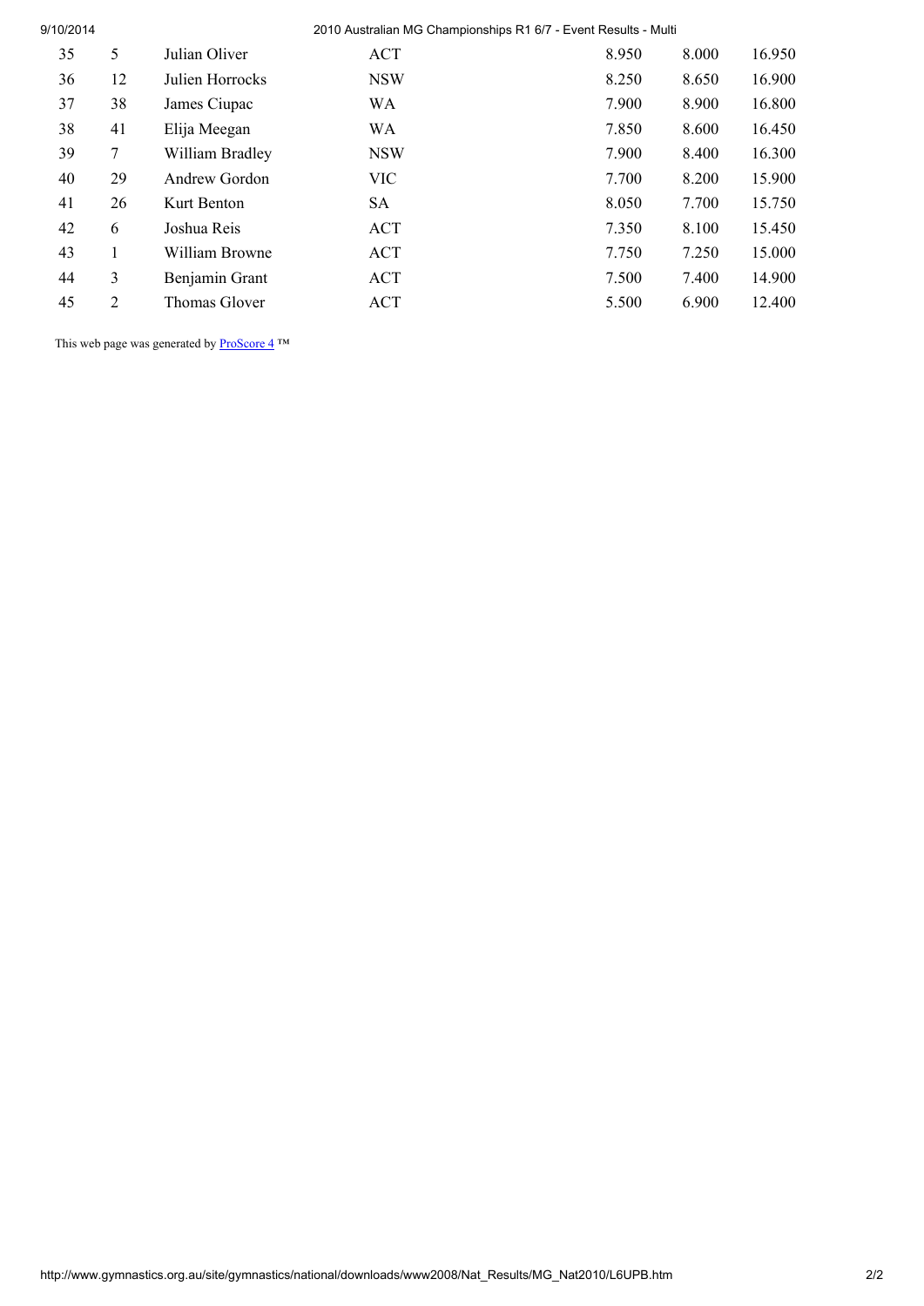| | | | | | | |
|---|---|---|---|---|---|---|
| 35 | 5 | Julian Oliver | ACT | 8.950 | 8.000 | 16.950 |
| 36 | 12 | Julien Horrocks | NSW | 8.250 | 8.650 | 16.900 |
| 37 | 38 | James Ciupac | WA | 7.900 | 8.900 | 16.800 |
| 38 | 41 | Elija Meegan | WA | 7.850 | 8.600 | 16.450 |
| 39 | 7 | William Bradley | NSW | 7.900 | 8.400 | 16.300 |
| 40 | 29 | Andrew Gordon | VIC | 7.700 | 8.200 | 15.900 |
| 41 | 26 | Kurt Benton | SA | 8.050 | 7.700 | 15.750 |
| 42 | 6 | Joshua Reis | ACT | 7.350 | 8.100 | 15.450 |
| 43 | 1 | William Browne | ACT | 7.750 | 7.250 | 15.000 |
| 44 | 3 | Benjamin Grant | ACT | 7.500 | 7.400 | 14.900 |
| 45 | 2 | Thomas Glover | ACT | 5.500 | 6.900 | 12.400 |

This web page was generated by ProScore 4 ™